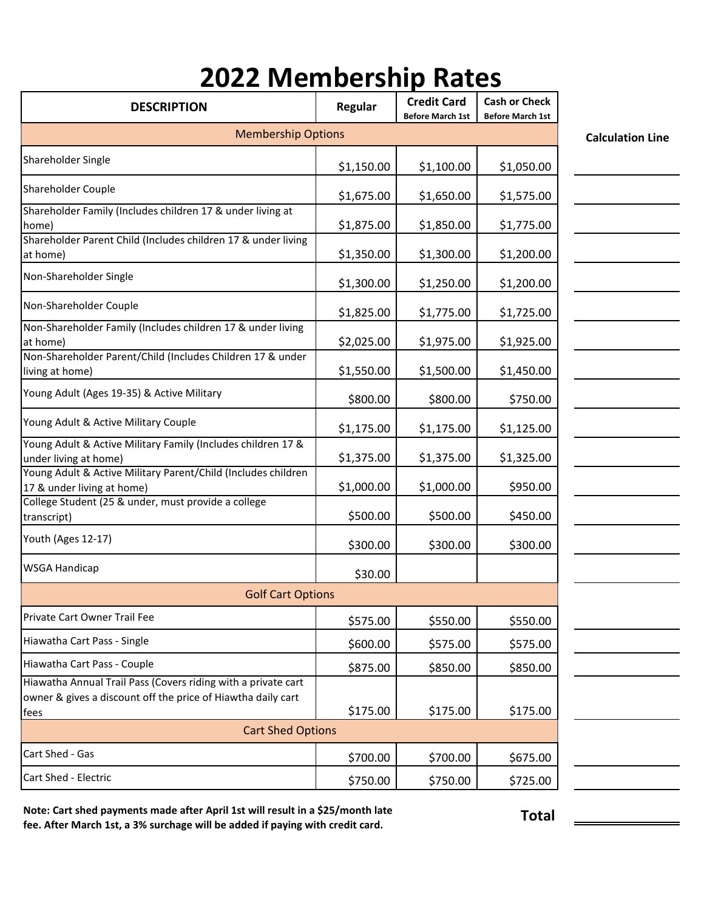# 2022 Membership Rates

| DESCRIPTION | Regular | Credit Card Before March 1st | Cash or Check Before March 1st | Calculation Line |
|---|---|---|---|---|
| **Membership Options** | | | | |
| Shareholder Single | $1,150.00 | $1,100.00 | $1,050.00 | |
| Shareholder Couple | $1,675.00 | $1,650.00 | $1,575.00 | |
| Shareholder Family (Includes children 17 & under living at home) | $1,875.00 | $1,850.00 | $1,775.00 | |
| Shareholder Parent Child (Includes children 17 & under living at home) | $1,350.00 | $1,300.00 | $1,200.00 | |
| Non-Shareholder Single | $1,300.00 | $1,250.00 | $1,200.00 | |
| Non-Shareholder Couple | $1,825.00 | $1,775.00 | $1,725.00 | |
| Non-Shareholder Family (Includes children 17 & under living at home) | $2,025.00 | $1,975.00 | $1,925.00 | |
| Non-Shareholder Parent/Child (Includes Children 17 & under living at home) | $1,550.00 | $1,500.00 | $1,450.00 | |
| Young Adult (Ages 19-35) & Active Military | $800.00 | $800.00 | $750.00 | |
| Young Adult & Active Military Couple | $1,175.00 | $1,175.00 | $1,125.00 | |
| Young Adult & Active Military Family (Includes children 17 & under living at home) | $1,375.00 | $1,375.00 | $1,325.00 | |
| Young Adult & Active Military Parent/Child (Includes children 17 & under living at home) | $1,000.00 | $1,000.00 | $950.00 | |
| College Student (25 & under, must provide a college transcript) | $500.00 | $500.00 | $450.00 | |
| Youth (Ages 12-17) | $300.00 | $300.00 | $300.00 | |
| WSGA Handicap | $30.00 | | | |
| **Golf Cart Options** | | | | |
| Private Cart Owner Trail Fee | $575.00 | $550.00 | $550.00 | |
| Hiawatha Cart Pass - Single | $600.00 | $575.00 | $575.00 | |
| Hiawatha Cart Pass - Couple | $875.00 | $850.00 | $850.00 | |
| Hiawatha Annual Trail Pass (Covers riding with a private cart owner & gives a discount off the price of Hiawtha daily cart fees | $175.00 | $175.00 | $175.00 | |
| **Cart Shed Options** | | | | |
| Cart Shed - Gas | $700.00 | $700.00 | $675.00 | |
| Cart Shed - Electric | $750.00 | $750.00 | $725.00 | |
| | | | **Total** | |

**Note: Cart shed payments made after April 1st will result in a $25/month late fee. After March 1st, a 3% surchage will be added if paying with credit card.**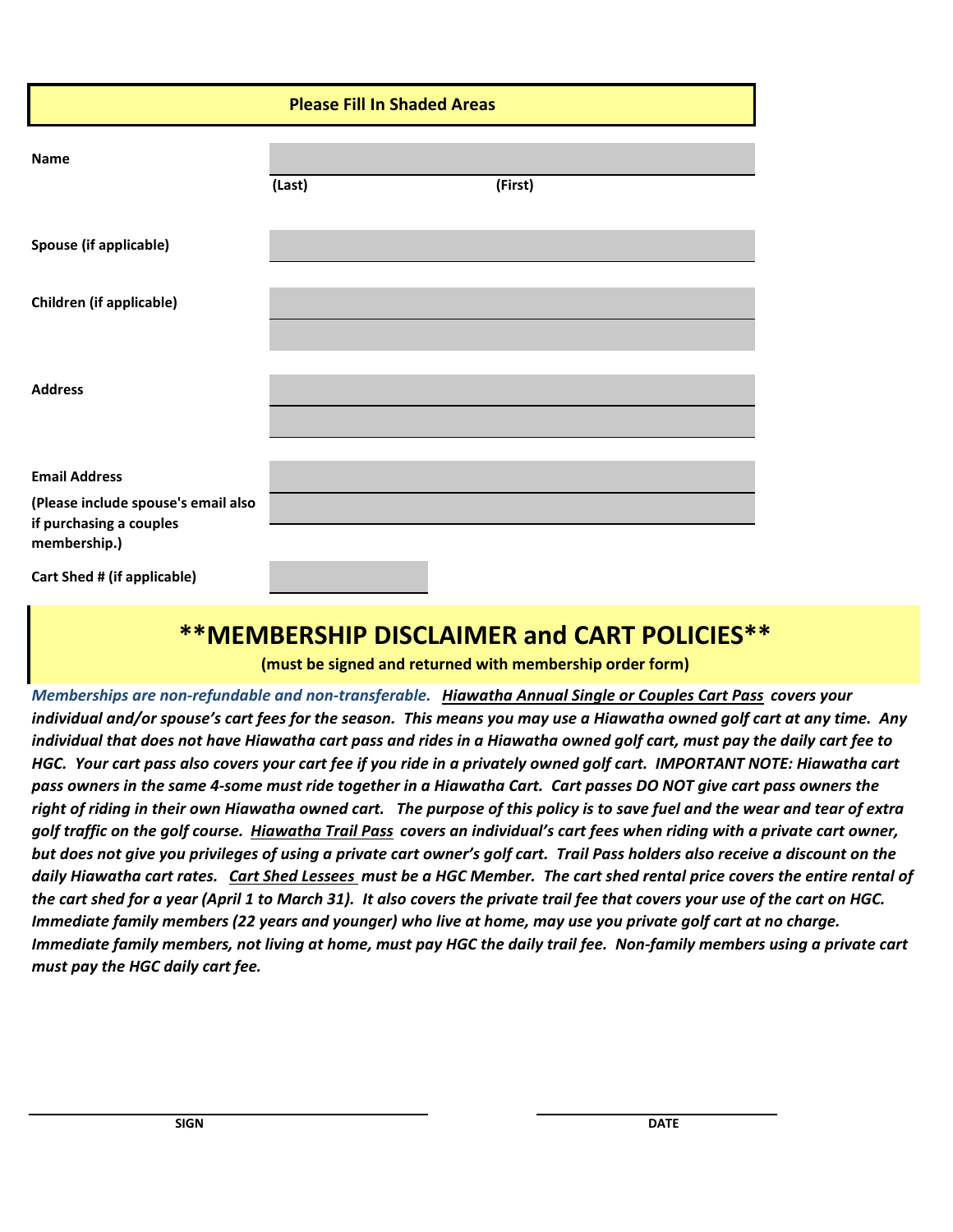**Please Fill In Shaded Areas**

| | | |
|---|---|---|
| **Name** | | |
| | **(Last)** | **(First)** |
| **Spouse (if applicable)** | | |
| **Children (if applicable)** | | |
| | | |
| **Address** | | |
| | | |
| **Email Address** | | |
| **(Please include spouse's email also if purchasing a couples membership.)** | | |
| **Cart Shed # (if applicable)** | | |

## **\*\*MEMBERSHIP DISCLAIMER and CART POLICIES\*\***

**(must be signed and returned with membership order form)**

***Memberships are non-refundable and non-transferable.*** ***<u>Hiawatha Annual Single or Couples Cart Pass</u> covers your individual and/or spouse's cart fees for the season. This means you may use a Hiawatha owned golf cart at any time. Any individual that does not have Hiawatha cart pass and rides in a Hiawatha owned golf cart, must pay the daily cart fee to HGC. Your cart pass also covers your cart fee if you ride in a privately owned golf cart. IMPORTANT NOTE: Hiawatha cart pass owners in the same 4-some must ride together in a Hiawatha Cart. Cart passes DO NOT give cart pass owners the right of riding in their own Hiawatha owned cart. The purpose of this policy is to save fuel and the wear and tear of extra golf traffic on the golf course. <u>Hiawatha Trail Pass</u> covers an individual's cart fees when riding with a private cart owner, but does not give you privileges of using a private cart owner's golf cart. Trail Pass holders also receive a discount on the daily Hiawatha cart rates. <u>Cart Shed Lessees</u> must be a HGC Member. The cart shed rental price covers the entire rental of the cart shed for a year (April 1 to March 31). It also covers the private trail fee that covers your use of the cart on HGC. Immediate family members (22 years and younger) who live at home, may use you private golf cart at no charge. Immediate family members, not living at home, must pay HGC the daily trail fee. Non-family members using a private cart must pay the HGC daily cart fee.***

\_\_\_\_\_\_\_\_\_\_\_\_\_\_\_\_\_\_\_\_\_\_\_\_\_\_\_\_\_\_ \_\_\_\_\_\_\_\_\_\_\_\_\_\_\_\_\_\_\_\_

**SIGN** **DATE**